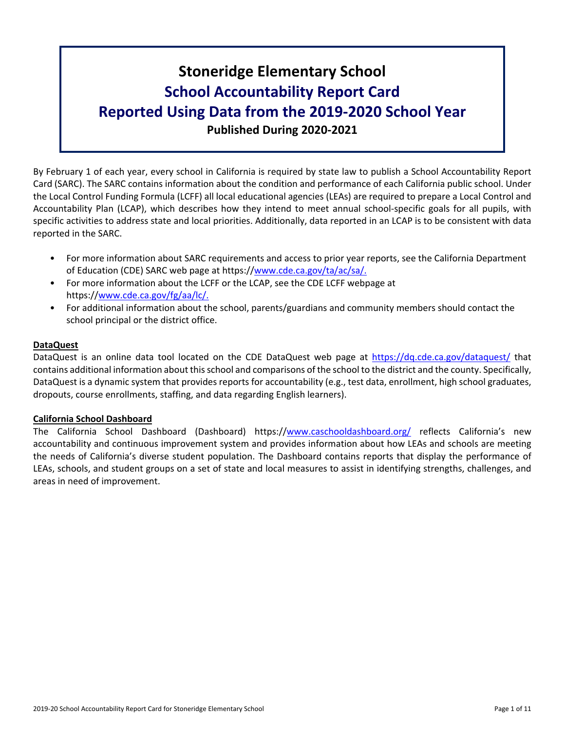# Stoneridge Elementary School

## School Accountability Report Card

## Reported Using Data from the 2019-2020 School Year

**Published During 2020-2021**

By February 1 of each year, every school in California is required by state law to publish a School Accountability Report Card (SARC). The SARC contains information about the condition and performance of each California public school. Under the Local Control Funding Formula (LCFF) all local educational agencies (LEAs) are required to prepare a Local Control and Accountability Plan (LCAP), which describes how they intend to meet annual school-specific goals for all pupils, with specific activities to address state and local priorities. Additionally, data reported in an LCAP is to be consistent with data reported in the SARC.

- For more information about SARC requirements and access to prior year reports, see the California Department of Education (CDE) SARC web page at https://www.cde.ca.gov/ta/ac/sa/.
- For more information about the LCFF or the LCAP, see the CDE LCFF webpage at https://www.cde.ca.gov/fg/aa/lc/.
- For additional information about the school, parents/guardians and community members should contact the school principal or the district office.

**DataQuest**

DataQuest is an online data tool located on the CDE DataQuest web page at https://dq.cde.ca.gov/dataquest/ that contains additional information about this school and comparisons of the school to the district and the county. Specifically, DataQuest is a dynamic system that provides reports for accountability (e.g., test data, enrollment, high school graduates, dropouts, course enrollments, staffing, and data regarding English learners).

**California School Dashboard**

The California School Dashboard (Dashboard) https://www.caschooldashboard.org/ reflects California's new accountability and continuous improvement system and provides information about how LEAs and schools are meeting the needs of California's diverse student population. The Dashboard contains reports that display the performance of LEAs, schools, and student groups on a set of state and local measures to assist in identifying strengths, challenges, and areas in need of improvement.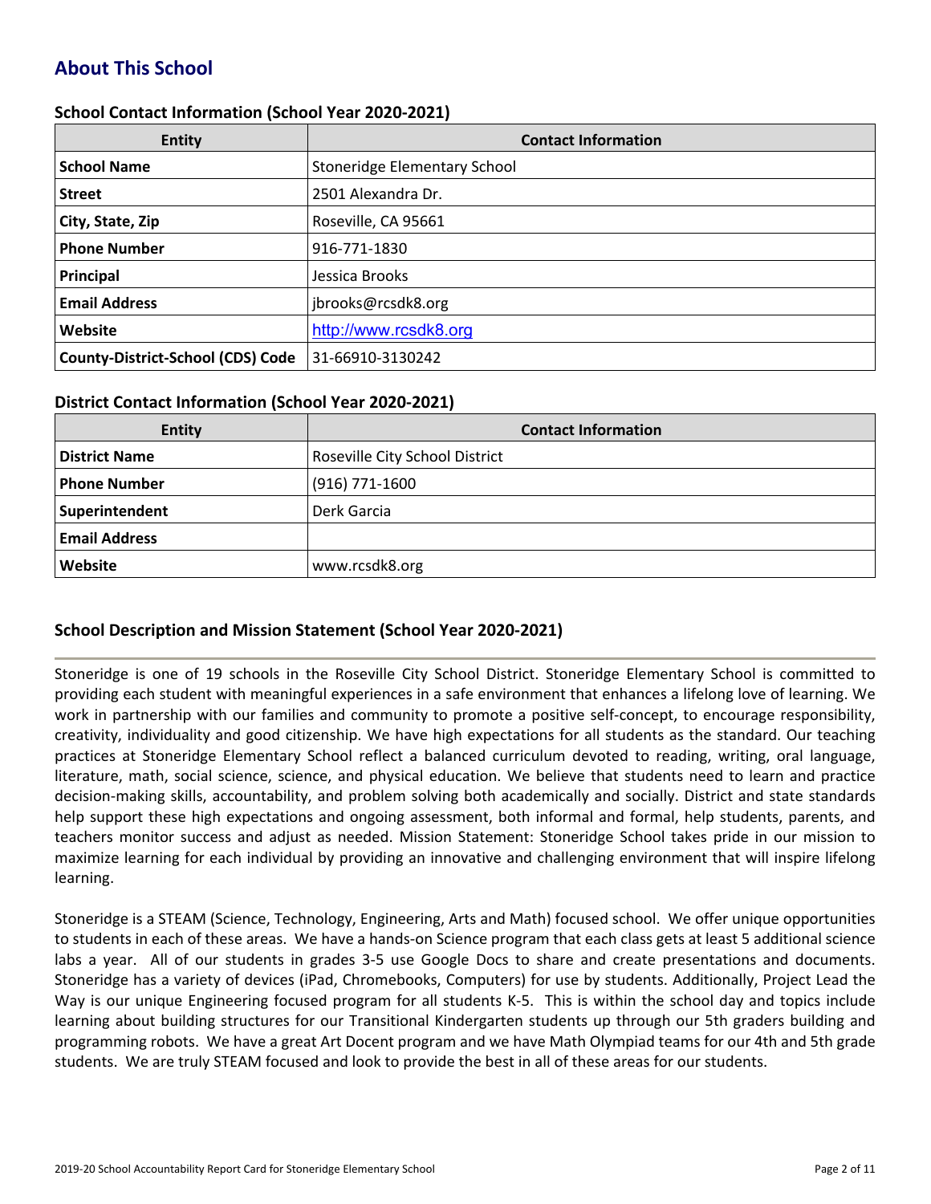## About This School

### School Contact Information (School Year 2020-2021)

| Entity | Contact Information |
|---|---|
| **School Name** | Stoneridge Elementary School |
| **Street** | 2501 Alexandra Dr. |
| **City, State, Zip** | Roseville, CA 95661 |
| **Phone Number** | 916-771-1830 |
| **Principal** | Jessica Brooks |
| **Email Address** | jbrooks@rcsdk8.org |
| **Website** | http://www.rcsdk8.org |
| **County-District-School (CDS) Code** | 31-66910-3130242 |

### District Contact Information (School Year 2020-2021)

| Entity | Contact Information |
|---|---|
| **District Name** | Roseville City School District |
| **Phone Number** | (916) 771-1600 |
| **Superintendent** | Derk Garcia |
| **Email Address** | |
| **Website** | www.rcsdk8.org |

### School Description and Mission Statement (School Year 2020-2021)

Stoneridge is one of 19 schools in the Roseville City School District. Stoneridge Elementary School is committed to providing each student with meaningful experiences in a safe environment that enhances a lifelong love of learning. We work in partnership with our families and community to promote a positive self-concept, to encourage responsibility, creativity, individuality and good citizenship. We have high expectations for all students as the standard. Our teaching practices at Stoneridge Elementary School reflect a balanced curriculum devoted to reading, writing, oral language, literature, math, social science, science, and physical education. We believe that students need to learn and practice decision-making skills, accountability, and problem solving both academically and socially. District and state standards help support these high expectations and ongoing assessment, both informal and formal, help students, parents, and teachers monitor success and adjust as needed. Mission Statement: Stoneridge School takes pride in our mission to maximize learning for each individual by providing an innovative and challenging environment that will inspire lifelong learning.

Stoneridge is a STEAM (Science, Technology, Engineering, Arts and Math) focused school. We offer unique opportunities to students in each of these areas. We have a hands-on Science program that each class gets at least 5 additional science labs a year. All of our students in grades 3-5 use Google Docs to share and create presentations and documents. Stoneridge has a variety of devices (iPad, Chromebooks, Computers) for use by students. Additionally, Project Lead the Way is our unique Engineering focused program for all students K-5. This is within the school day and topics include learning about building structures for our Transitional Kindergarten students up through our 5th graders building and programming robots. We have a great Art Docent program and we have Math Olympiad teams for our 4th and 5th grade students. We are truly STEAM focused and look to provide the best in all of these areas for our students.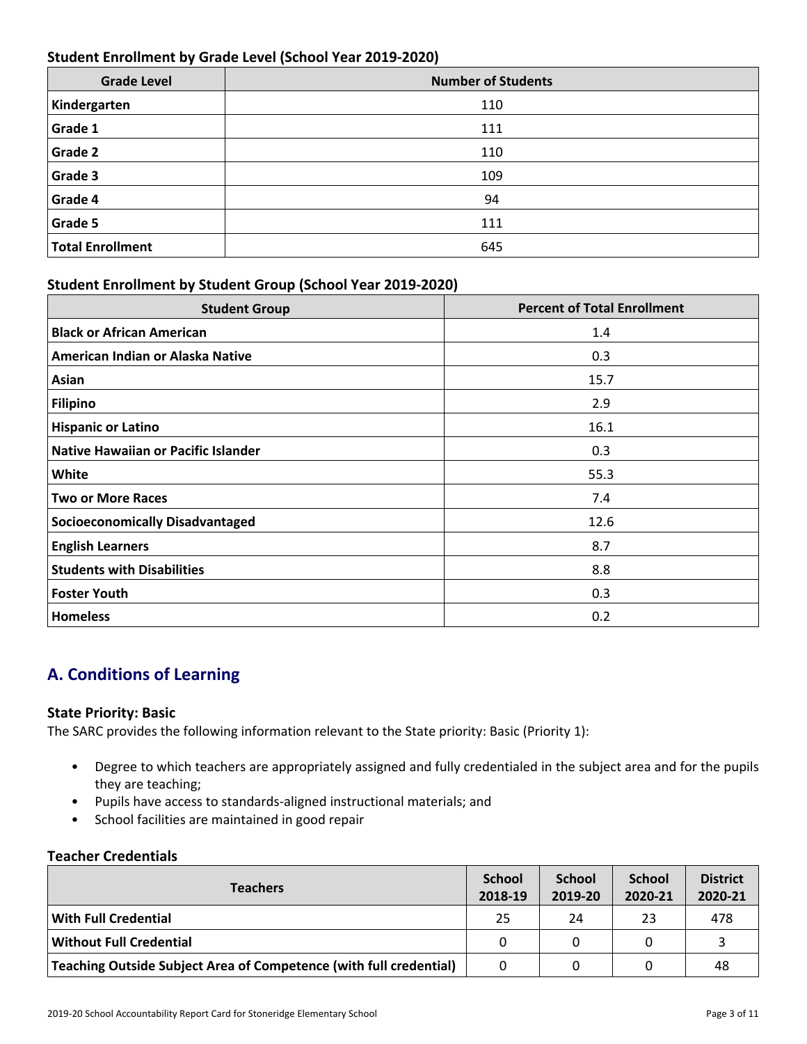### Student Enrollment by Grade Level (School Year 2019-2020)

| Grade Level | Number of Students |
|---|---|
| **Kindergarten** | 110 |
| **Grade 1** | 111 |
| **Grade 2** | 110 |
| **Grade 3** | 109 |
| **Grade 4** | 94 |
| **Grade 5** | 111 |
| **Total Enrollment** | 645 |

### Student Enrollment by Student Group (School Year 2019-2020)

| Student Group | Percent of Total Enrollment |
|---|---|
| **Black or African American** | 1.4 |
| **American Indian or Alaska Native** | 0.3 |
| **Asian** | 15.7 |
| **Filipino** | 2.9 |
| **Hispanic or Latino** | 16.1 |
| **Native Hawaiian or Pacific Islander** | 0.3 |
| **White** | 55.3 |
| **Two or More Races** | 7.4 |
| **Socioeconomically Disadvantaged** | 12.6 |
| **English Learners** | 8.7 |
| **Students with Disabilities** | 8.8 |
| **Foster Youth** | 0.3 |
| **Homeless** | 0.2 |

## A. Conditions of Learning

### State Priority: Basic

The SARC provides the following information relevant to the State priority: Basic (Priority 1):

- Degree to which teachers are appropriately assigned and fully credentialed in the subject area and for the pupils they are teaching;
- Pupils have access to standards-aligned instructional materials; and
- School facilities are maintained in good repair

### Teacher Credentials

| Teachers | School 2018-19 | School 2019-20 | School 2020-21 | District 2020-21 |
|---|---|---|---|---|
| **With Full Credential** | 25 | 24 | 23 | 478 |
| **Without Full Credential** | 0 | 0 | 0 | 3 |
| **Teaching Outside Subject Area of Competence (with full credential)** | 0 | 0 | 0 | 48 |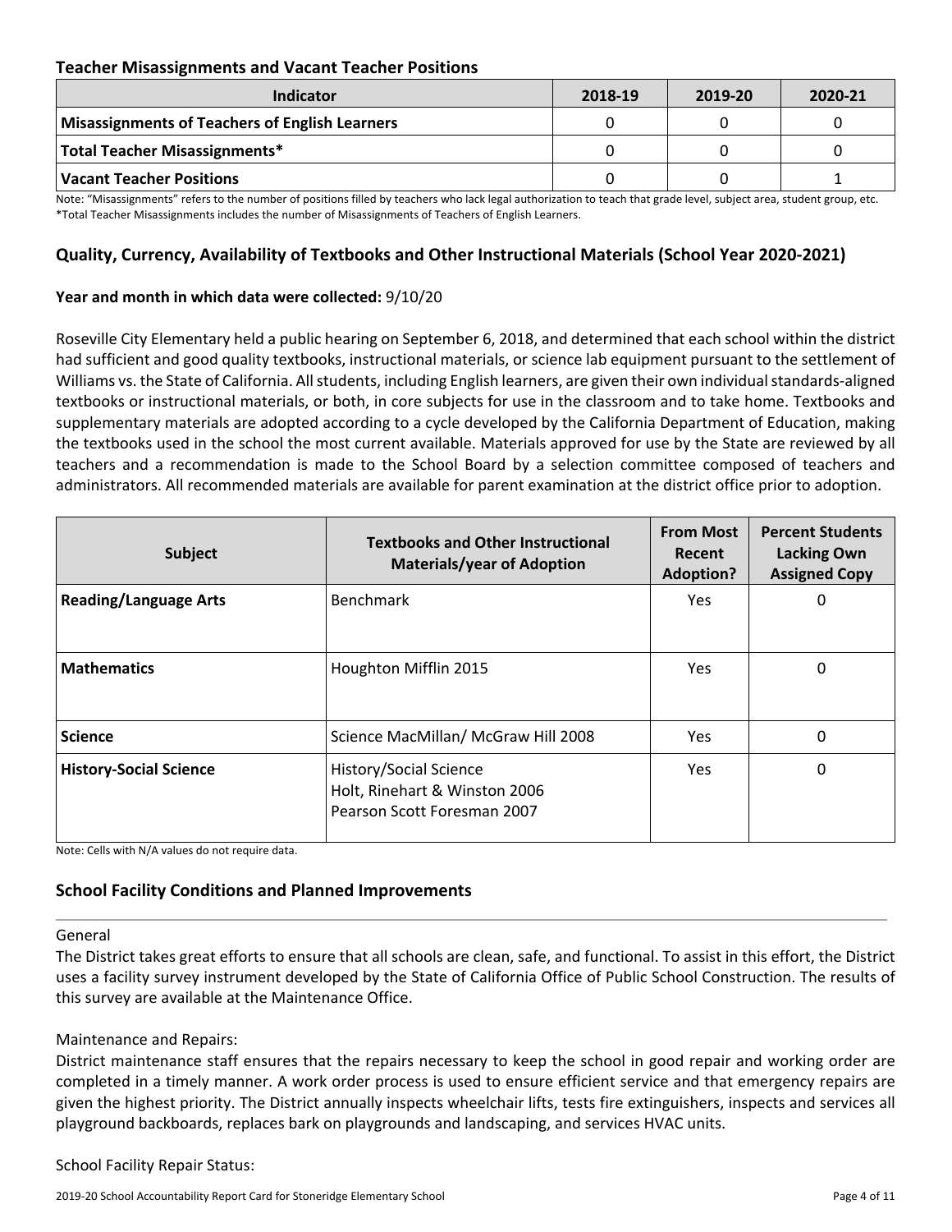### Teacher Misassignments and Vacant Teacher Positions

| Indicator | 2018-19 | 2019-20 | 2020-21 |
|---|---|---|---|
| **Misassignments of Teachers of English Learners** | 0 | 0 | 0 |
| **Total Teacher Misassignments*** | 0 | 0 | 0 |
| **Vacant Teacher Positions** | 0 | 0 | 1 |

Note: "Misassignments" refers to the number of positions filled by teachers who lack legal authorization to teach that grade level, subject area, student group, etc.
*Total Teacher Misassignments includes the number of Misassignments of Teachers of English Learners.

### Quality, Currency, Availability of Textbooks and Other Instructional Materials (School Year 2020-2021)

**Year and month in which data were collected:** 9/10/20

Roseville City Elementary held a public hearing on September 6, 2018, and determined that each school within the district had sufficient and good quality textbooks, instructional materials, or science lab equipment pursuant to the settlement of Williams vs. the State of California. All students, including English learners, are given their own individual standards-aligned textbooks or instructional materials, or both, in core subjects for use in the classroom and to take home. Textbooks and supplementary materials are adopted according to a cycle developed by the California Department of Education, making the textbooks used in the school the most current available. Materials approved for use by the State are reviewed by all teachers and a recommendation is made to the School Board by a selection committee composed of teachers and administrators. All recommended materials are available for parent examination at the district office prior to adoption.

| Subject | Textbooks and Other Instructional Materials/year of Adoption | From Most Recent Adoption? | Percent Students Lacking Own Assigned Copy |
|---|---|---|---|
| **Reading/Language Arts** | Benchmark | Yes | 0 |
| **Mathematics** | Houghton Mifflin 2015 | Yes | 0 |
| **Science** | Science MacMillan/ McGraw Hill 2008 | Yes | 0 |
| **History-Social Science** | History/Social Science<br>Holt, Rinehart & Winston 2006<br>Pearson Scott Foresman 2007 | Yes | 0 |

Note: Cells with N/A values do not require data.

### School Facility Conditions and Planned Improvements

General
The District takes great efforts to ensure that all schools are clean, safe, and functional. To assist in this effort, the District uses a facility survey instrument developed by the State of California Office of Public School Construction. The results of this survey are available at the Maintenance Office.

Maintenance and Repairs:
District maintenance staff ensures that the repairs necessary to keep the school in good repair and working order are completed in a timely manner. A work order process is used to ensure efficient service and that emergency repairs are given the highest priority. The District annually inspects wheelchair lifts, tests fire extinguishers, inspects and services all playground backboards, replaces bark on playgrounds and landscaping, and services HVAC units.

School Facility Repair Status: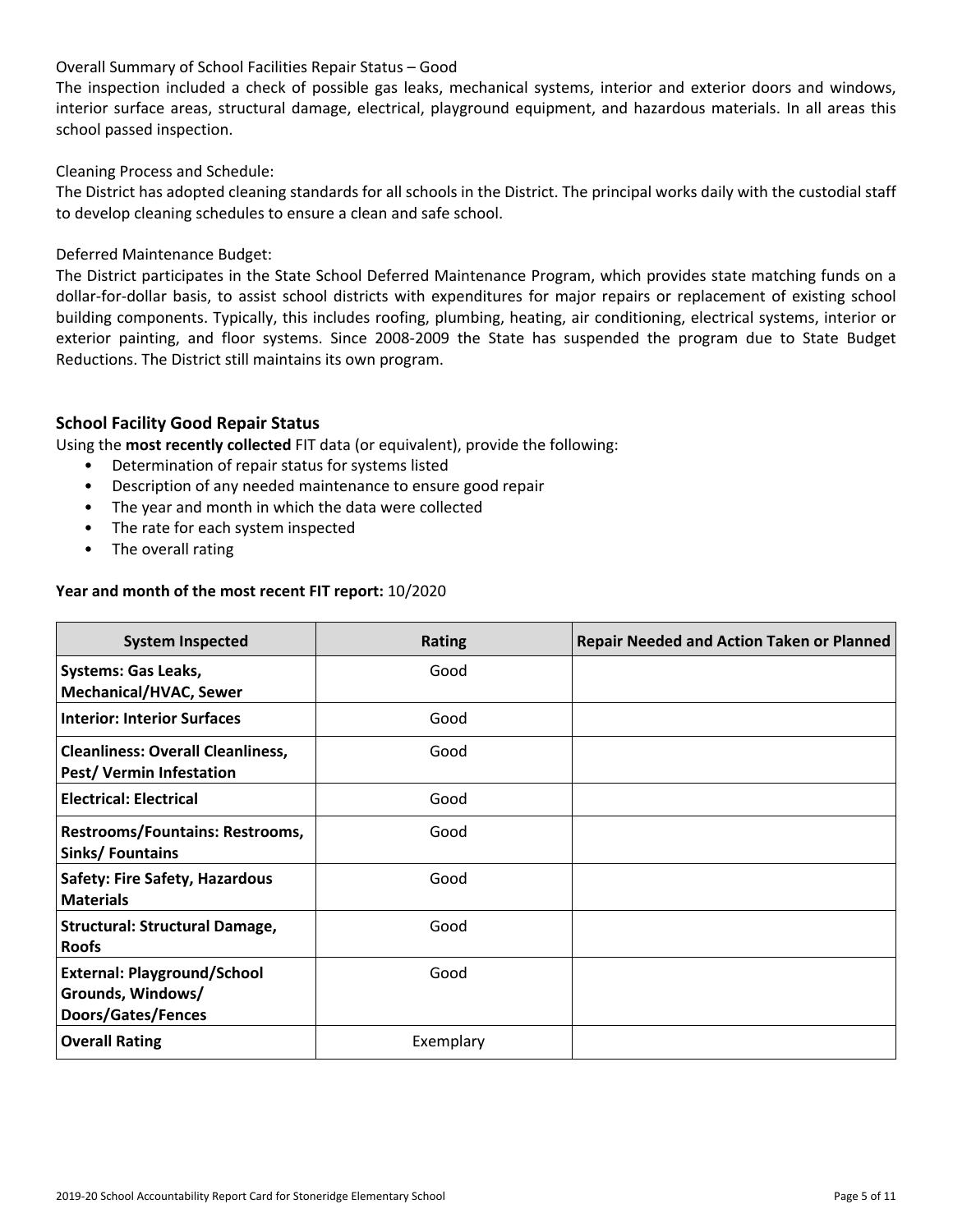Overall Summary of School Facilities Repair Status – Good

The inspection included a check of possible gas leaks, mechanical systems, interior and exterior doors and windows, interior surface areas, structural damage, electrical, playground equipment, and hazardous materials. In all areas this school passed inspection.

Cleaning Process and Schedule:

The District has adopted cleaning standards for all schools in the District. The principal works daily with the custodial staff to develop cleaning schedules to ensure a clean and safe school.

Deferred Maintenance Budget:

The District participates in the State School Deferred Maintenance Program, which provides state matching funds on a dollar-for-dollar basis, to assist school districts with expenditures for major repairs or replacement of existing school building components. Typically, this includes roofing, plumbing, heating, air conditioning, electrical systems, interior or exterior painting, and floor systems. Since 2008-2009 the State has suspended the program due to State Budget Reductions. The District still maintains its own program.

### School Facility Good Repair Status

Using the **most recently collected** FIT data (or equivalent), provide the following:

- Determination of repair status for systems listed
- Description of any needed maintenance to ensure good repair
- The year and month in which the data were collected
- The rate for each system inspected
- The overall rating

**Year and month of the most recent FIT report:** 10/2020

| System Inspected | Rating | Repair Needed and Action Taken or Planned |
|---|---|---|
| **Systems: Gas Leaks, Mechanical/HVAC, Sewer** | Good | |
| **Interior: Interior Surfaces** | Good | |
| **Cleanliness: Overall Cleanliness, Pest/ Vermin Infestation** | Good | |
| **Electrical: Electrical** | Good | |
| **Restrooms/Fountains: Restrooms, Sinks/ Fountains** | Good | |
| **Safety: Fire Safety, Hazardous Materials** | Good | |
| **Structural: Structural Damage, Roofs** | Good | |
| **External: Playground/School Grounds, Windows/ Doors/Gates/Fences** | Good | |
| **Overall Rating** | Exemplary | |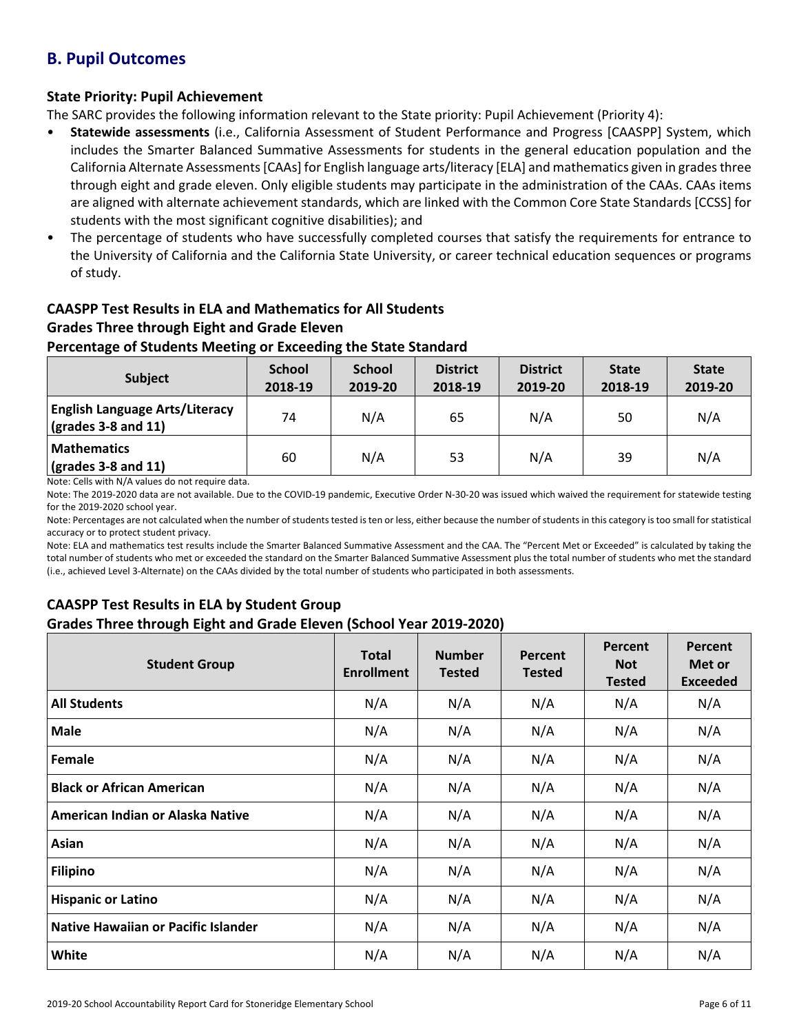## B. Pupil Outcomes

### State Priority: Pupil Achievement

The SARC provides the following information relevant to the State priority: Pupil Achievement (Priority 4):

- **Statewide assessments** (i.e., California Assessment of Student Performance and Progress [CAASPP] System, which includes the Smarter Balanced Summative Assessments for students in the general education population and the California Alternate Assessments [CAAs] for English language arts/literacy [ELA] and mathematics given in grades three through eight and grade eleven. Only eligible students may participate in the administration of the CAAs. CAAs items are aligned with alternate achievement standards, which are linked with the Common Core State Standards [CCSS] for students with the most significant cognitive disabilities); and
- The percentage of students who have successfully completed courses that satisfy the requirements for entrance to the University of California and the California State University, or career technical education sequences or programs of study.

### CAASPP Test Results in ELA and Mathematics for All Students
### Grades Three through Eight and Grade Eleven
### Percentage of Students Meeting or Exceeding the State Standard

| Subject | School 2018-19 | School 2019-20 | District 2018-19 | District 2019-20 | State 2018-19 | State 2019-20 |
|---|---|---|---|---|---|---|
| **English Language Arts/Literacy (grades 3-8 and 11)** | 74 | N/A | 65 | N/A | 50 | N/A |
| **Mathematics (grades 3-8 and 11)** | 60 | N/A | 53 | N/A | 39 | N/A |

Note: Cells with N/A values do not require data.

Note: The 2019-2020 data are not available. Due to the COVID-19 pandemic, Executive Order N-30-20 was issued which waived the requirement for statewide testing for the 2019-2020 school year.

Note: Percentages are not calculated when the number of students tested is ten or less, either because the number of students in this category is too small for statistical accuracy or to protect student privacy.

Note: ELA and mathematics test results include the Smarter Balanced Summative Assessment and the CAA. The "Percent Met or Exceeded" is calculated by taking the total number of students who met or exceeded the standard on the Smarter Balanced Summative Assessment plus the total number of students who met the standard (i.e., achieved Level 3-Alternate) on the CAAs divided by the total number of students who participated in both assessments.

### CAASPP Test Results in ELA by Student Group
### Grades Three through Eight and Grade Eleven (School Year 2019-2020)

| Student Group | Total Enrollment | Number Tested | Percent Tested | Percent Not Tested | Percent Met or Exceeded |
|---|---|---|---|---|---|
| **All Students** | N/A | N/A | N/A | N/A | N/A |
| **Male** | N/A | N/A | N/A | N/A | N/A |
| **Female** | N/A | N/A | N/A | N/A | N/A |
| **Black or African American** | N/A | N/A | N/A | N/A | N/A |
| **American Indian or Alaska Native** | N/A | N/A | N/A | N/A | N/A |
| **Asian** | N/A | N/A | N/A | N/A | N/A |
| **Filipino** | N/A | N/A | N/A | N/A | N/A |
| **Hispanic or Latino** | N/A | N/A | N/A | N/A | N/A |
| **Native Hawaiian or Pacific Islander** | N/A | N/A | N/A | N/A | N/A |
| **White** | N/A | N/A | N/A | N/A | N/A |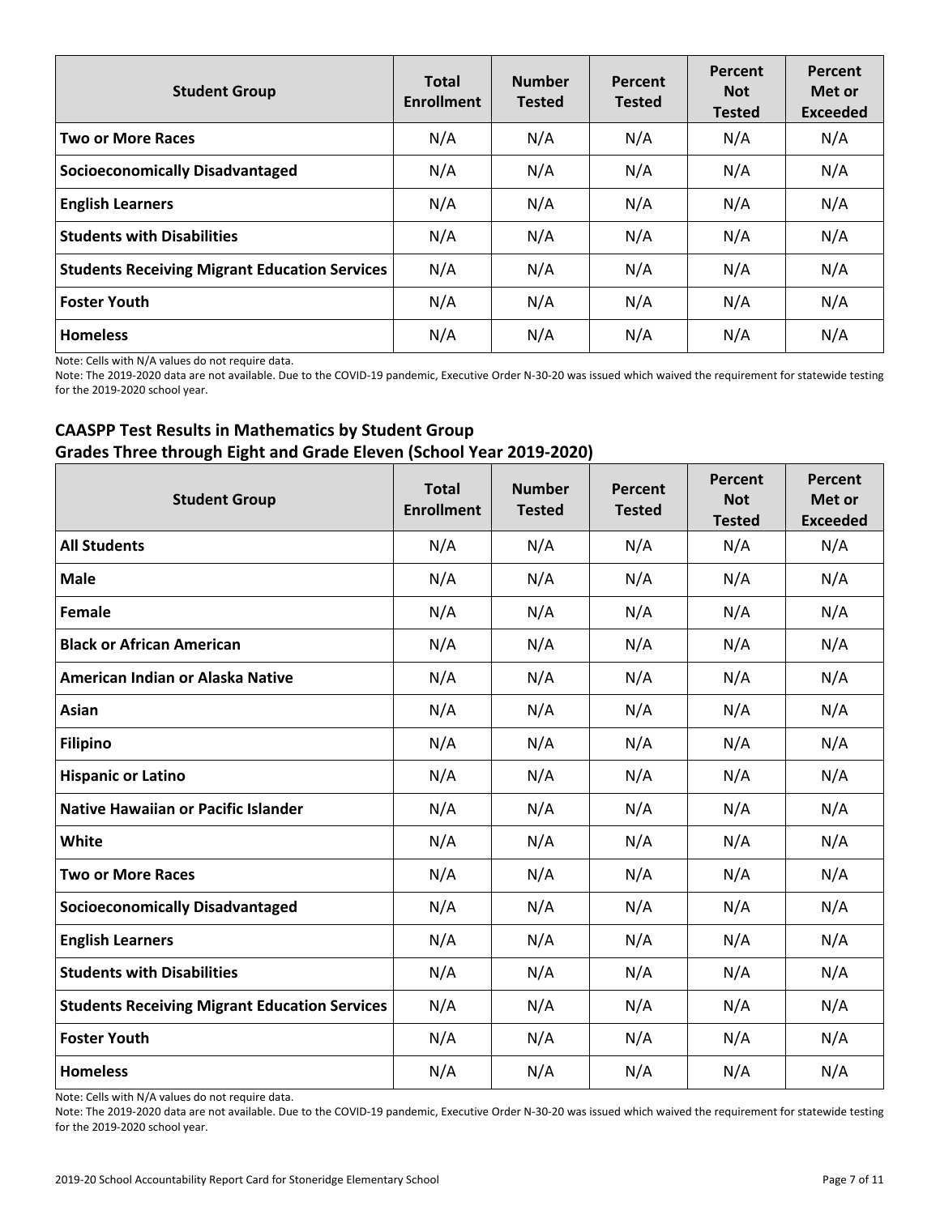| Student Group | Total Enrollment | Number Tested | Percent Tested | Percent Not Tested | Percent Met or Exceeded |
|---|---|---|---|---|---|
| **Two or More Races** | N/A | N/A | N/A | N/A | N/A |
| **Socioeconomically Disadvantaged** | N/A | N/A | N/A | N/A | N/A |
| **English Learners** | N/A | N/A | N/A | N/A | N/A |
| **Students with Disabilities** | N/A | N/A | N/A | N/A | N/A |
| **Students Receiving Migrant Education Services** | N/A | N/A | N/A | N/A | N/A |
| **Foster Youth** | N/A | N/A | N/A | N/A | N/A |
| **Homeless** | N/A | N/A | N/A | N/A | N/A |

Note: Cells with N/A values do not require data.

Note: The 2019-2020 data are not available. Due to the COVID-19 pandemic, Executive Order N-30-20 was issued which waived the requirement for statewide testing for the 2019-2020 school year.

### CAASPP Test Results in Mathematics by Student Group
### Grades Three through Eight and Grade Eleven (School Year 2019-2020)

| Student Group | Total Enrollment | Number Tested | Percent Tested | Percent Not Tested | Percent Met or Exceeded |
|---|---|---|---|---|---|
| **All Students** | N/A | N/A | N/A | N/A | N/A |
| **Male** | N/A | N/A | N/A | N/A | N/A |
| **Female** | N/A | N/A | N/A | N/A | N/A |
| **Black or African American** | N/A | N/A | N/A | N/A | N/A |
| **American Indian or Alaska Native** | N/A | N/A | N/A | N/A | N/A |
| **Asian** | N/A | N/A | N/A | N/A | N/A |
| **Filipino** | N/A | N/A | N/A | N/A | N/A |
| **Hispanic or Latino** | N/A | N/A | N/A | N/A | N/A |
| **Native Hawaiian or Pacific Islander** | N/A | N/A | N/A | N/A | N/A |
| **White** | N/A | N/A | N/A | N/A | N/A |
| **Two or More Races** | N/A | N/A | N/A | N/A | N/A |
| **Socioeconomically Disadvantaged** | N/A | N/A | N/A | N/A | N/A |
| **English Learners** | N/A | N/A | N/A | N/A | N/A |
| **Students with Disabilities** | N/A | N/A | N/A | N/A | N/A |
| **Students Receiving Migrant Education Services** | N/A | N/A | N/A | N/A | N/A |
| **Foster Youth** | N/A | N/A | N/A | N/A | N/A |
| **Homeless** | N/A | N/A | N/A | N/A | N/A |

Note: Cells with N/A values do not require data.

Note: The 2019-2020 data are not available. Due to the COVID-19 pandemic, Executive Order N-30-20 was issued which waived the requirement for statewide testing for the 2019-2020 school year.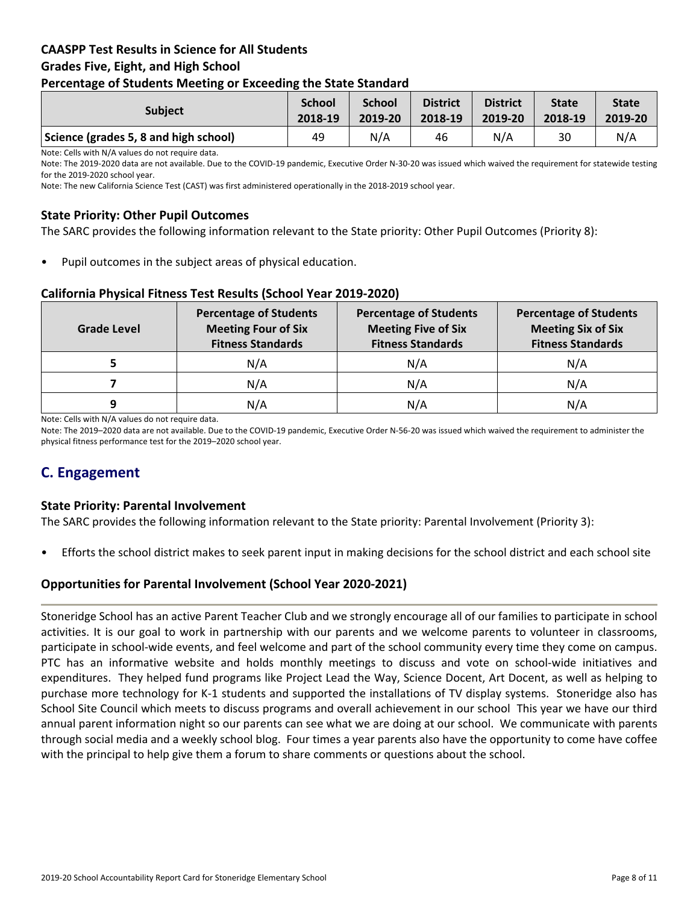### CAASPP Test Results in Science for All Students
### Grades Five, Eight, and High School
### Percentage of Students Meeting or Exceeding the State Standard

| Subject | School 2018-19 | School 2019-20 | District 2018-19 | District 2019-20 | State 2018-19 | State 2019-20 |
|---|---|---|---|---|---|---|
| Science (grades 5, 8 and high school) | 49 | N/A | 46 | N/A | 30 | N/A |

Note: Cells with N/A values do not require data.

Note: The 2019-2020 data are not available. Due to the COVID-19 pandemic, Executive Order N-30-20 was issued which waived the requirement for statewide testing for the 2019-2020 school year.

Note: The new California Science Test (CAST) was first administered operationally in the 2018-2019 school year.

### State Priority: Other Pupil Outcomes

The SARC provides the following information relevant to the State priority: Other Pupil Outcomes (Priority 8):

- Pupil outcomes in the subject areas of physical education.

### California Physical Fitness Test Results (School Year 2019-2020)

| Grade Level | Percentage of Students Meeting Four of Six Fitness Standards | Percentage of Students Meeting Five of Six Fitness Standards | Percentage of Students Meeting Six of Six Fitness Standards |
|---|---|---|---|
| 5 | N/A | N/A | N/A |
| 7 | N/A | N/A | N/A |
| 9 | N/A | N/A | N/A |

Note: Cells with N/A values do not require data.

Note: The 2019–2020 data are not available. Due to the COVID-19 pandemic, Executive Order N-56-20 was issued which waived the requirement to administer the physical fitness performance test for the 2019–2020 school year.

## C. Engagement

### State Priority: Parental Involvement

The SARC provides the following information relevant to the State priority: Parental Involvement (Priority 3):

- Efforts the school district makes to seek parent input in making decisions for the school district and each school site

### Opportunities for Parental Involvement (School Year 2020-2021)

Stoneridge School has an active Parent Teacher Club and we strongly encourage all of our families to participate in school activities. It is our goal to work in partnership with our parents and we welcome parents to volunteer in classrooms, participate in school-wide events, and feel welcome and part of the school community every time they come on campus. PTC has an informative website and holds monthly meetings to discuss and vote on school-wide initiatives and expenditures. They helped fund programs like Project Lead the Way, Science Docent, Art Docent, as well as helping to purchase more technology for K-1 students and supported the installations of TV display systems. Stoneridge also has School Site Council which meets to discuss programs and overall achievement in our school This year we have our third annual parent information night so our parents can see what we are doing at our school. We communicate with parents through social media and a weekly school blog. Four times a year parents also have the opportunity to come have coffee with the principal to help give them a forum to share comments or questions about the school.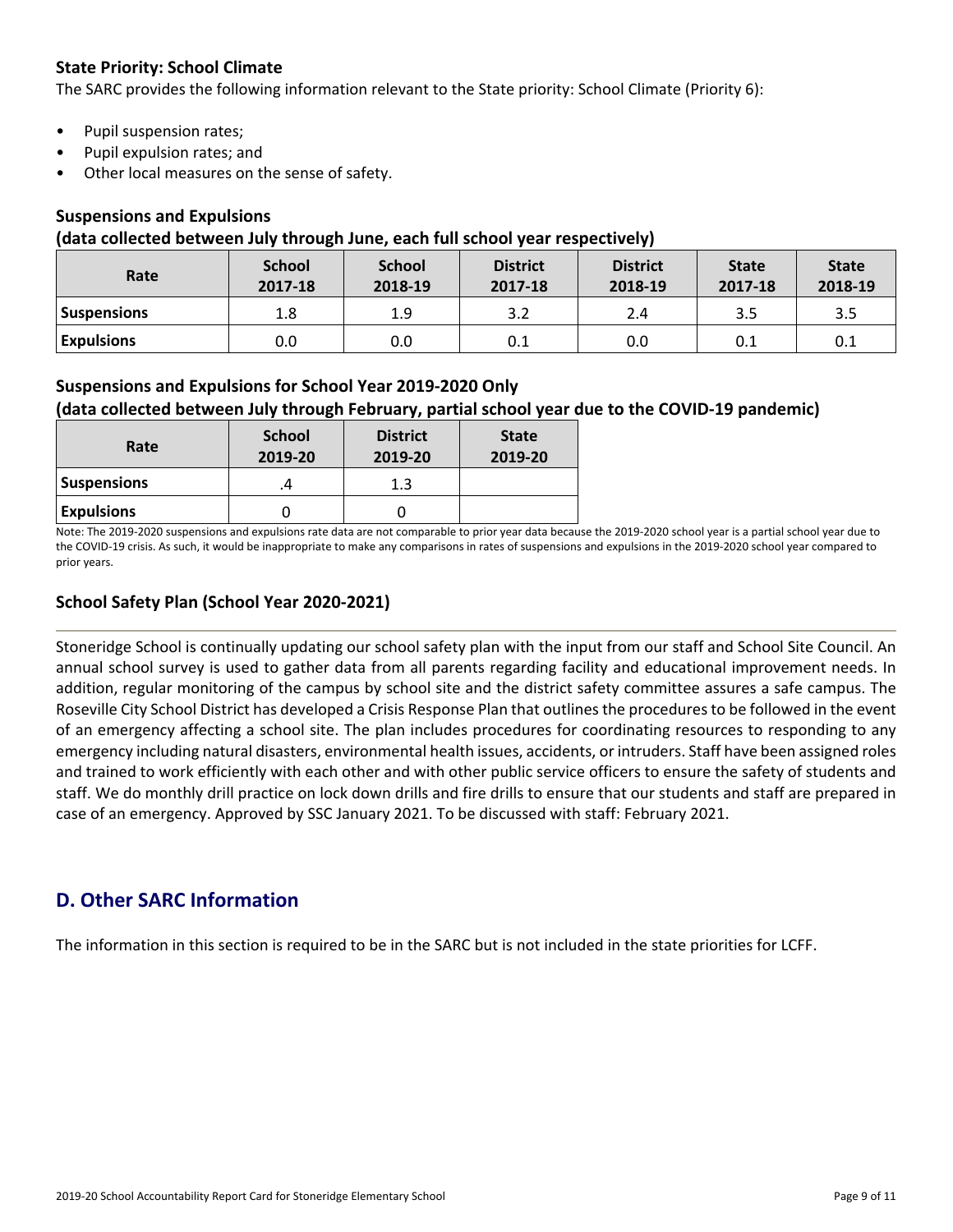### State Priority: School Climate

The SARC provides the following information relevant to the State priority: School Climate (Priority 6):

- Pupil suspension rates;
- Pupil expulsion rates; and
- Other local measures on the sense of safety.

#### Suspensions and Expulsions
**(data collected between July through June, each full school year respectively)**

| Rate | School 2017-18 | School 2018-19 | District 2017-18 | District 2018-19 | State 2017-18 | State 2018-19 |
|---|---|---|---|---|---|---|
| Suspensions | 1.8 | 1.9 | 3.2 | 2.4 | 3.5 | 3.5 |
| Expulsions | 0.0 | 0.0 | 0.1 | 0.0 | 0.1 | 0.1 |

#### Suspensions and Expulsions for School Year 2019-2020 Only
**(data collected between July through February, partial school year due to the COVID-19 pandemic)**

| Rate | School 2019-20 | District 2019-20 | State 2019-20 |
|---|---|---|---|
| Suspensions | .4 | 1.3 | |
| Expulsions | 0 | 0 | |

Note: The 2019-2020 suspensions and expulsions rate data are not comparable to prior year data because the 2019-2020 school year is a partial school year due to the COVID-19 crisis. As such, it would be inappropriate to make any comparisons in rates of suspensions and expulsions in the 2019-2020 school year compared to prior years.

### School Safety Plan (School Year 2020-2021)

Stoneridge School is continually updating our school safety plan with the input from our staff and School Site Council. An annual school survey is used to gather data from all parents regarding facility and educational improvement needs. In addition, regular monitoring of the campus by school site and the district safety committee assures a safe campus. The Roseville City School District has developed a Crisis Response Plan that outlines the procedures to be followed in the event of an emergency affecting a school site. The plan includes procedures for coordinating resources to responding to any emergency including natural disasters, environmental health issues, accidents, or intruders. Staff have been assigned roles and trained to work efficiently with each other and with other public service officers to ensure the safety of students and staff. We do monthly drill practice on lock down drills and fire drills to ensure that our students and staff are prepared in case of an emergency. Approved by SSC January 2021. To be discussed with staff: February 2021.

## D. Other SARC Information

The information in this section is required to be in the SARC but is not included in the state priorities for LCFF.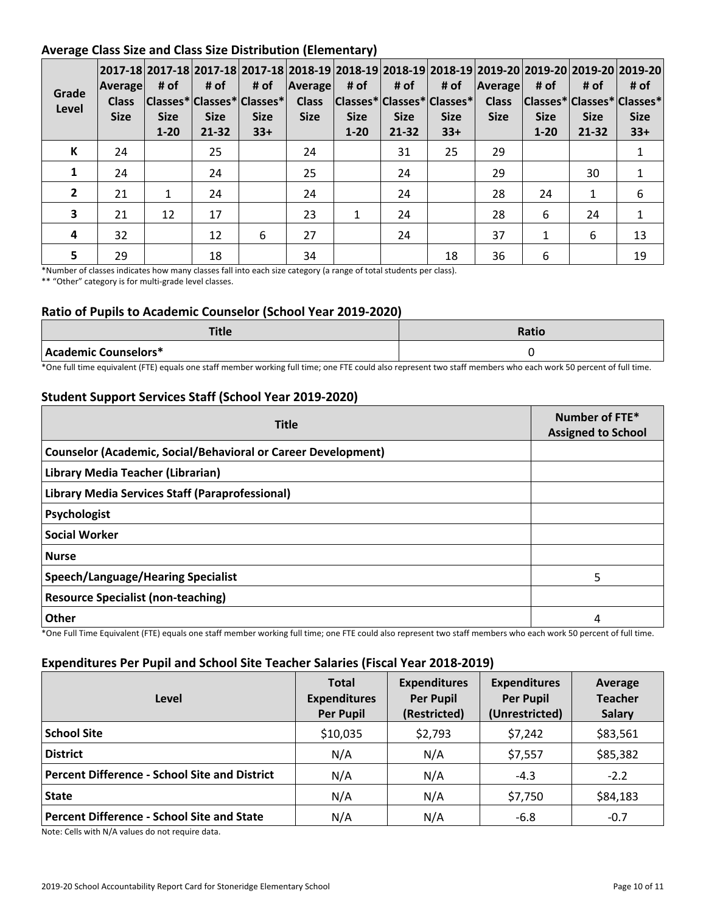## Average Class Size and Class Size Distribution (Elementary)

| Grade Level | 2017-18 Average Class Size | 2017-18 # of Classes* Size 1-20 | 2017-18 # of Classes* Size 21-32 | 2017-18 # of Classes* Size 33+ | 2018-19 Average Class Size | 2018-19 # of Classes* Size 1-20 | 2018-19 # of Classes* Size 21-32 | 2018-19 # of Classes* Size 33+ | 2019-20 Average Class Size | 2019-20 # of Classes* Size 1-20 | 2019-20 # of Classes* Size 21-32 | 2019-20 # of Classes* Size 33+ |
|---|---|---|---|---|---|---|---|---|---|---|---|---|
| K | 24 | | 25 | | 24 | | 31 | 25 | 29 | | | 1 |
| 1 | 24 | | 24 | | 25 | | 24 | | 29 | | 30 | 1 |
| 2 | 21 | 1 | 24 | | 24 | | 24 | | 28 | 24 | 1 | 6 |
| 3 | 21 | 12 | 17 | | 23 | 1 | 24 | | 28 | 6 | 24 | 1 |
| 4 | 32 | | 12 | 6 | 27 | | 24 | | 37 | 1 | 6 | 13 |
| 5 | 29 | | 18 | | 34 | | | 18 | 36 | 6 | | 19 |

*Number of classes indicates how many classes fall into each size category (a range of total students per class).

** "Other" category is for multi-grade level classes.

## Ratio of Pupils to Academic Counselor (School Year 2019-2020)

| Title | Ratio |
|---|---|
| Academic Counselors* | 0 |

*One full time equivalent (FTE) equals one staff member working full time; one FTE could also represent two staff members who each work 50 percent of full time.

## Student Support Services Staff (School Year 2019-2020)

| Title | Number of FTE* Assigned to School |
|---|---|
| Counselor (Academic, Social/Behavioral or Career Development) | |
| Library Media Teacher (Librarian) | |
| Library Media Services Staff (Paraprofessional) | |
| Psychologist | |
| Social Worker | |
| Nurse | |
| Speech/Language/Hearing Specialist | 5 |
| Resource Specialist (non-teaching) | |
| Other | 4 |

*One Full Time Equivalent (FTE) equals one staff member working full time; one FTE could also represent two staff members who each work 50 percent of full time.

## Expenditures Per Pupil and School Site Teacher Salaries (Fiscal Year 2018-2019)

| Level | Total Expenditures Per Pupil | Expenditures Per Pupil (Restricted) | Expenditures Per Pupil (Unrestricted) | Average Teacher Salary |
|---|---|---|---|---|
| School Site | $10,035 | $2,793 | $7,242 | $83,561 |
| District | N/A | N/A | $7,557 | $85,382 |
| Percent Difference - School Site and District | N/A | N/A | -4.3 | -2.2 |
| State | N/A | N/A | $7,750 | $84,183 |
| Percent Difference - School Site and State | N/A | N/A | -6.8 | -0.7 |

Note: Cells with N/A values do not require data.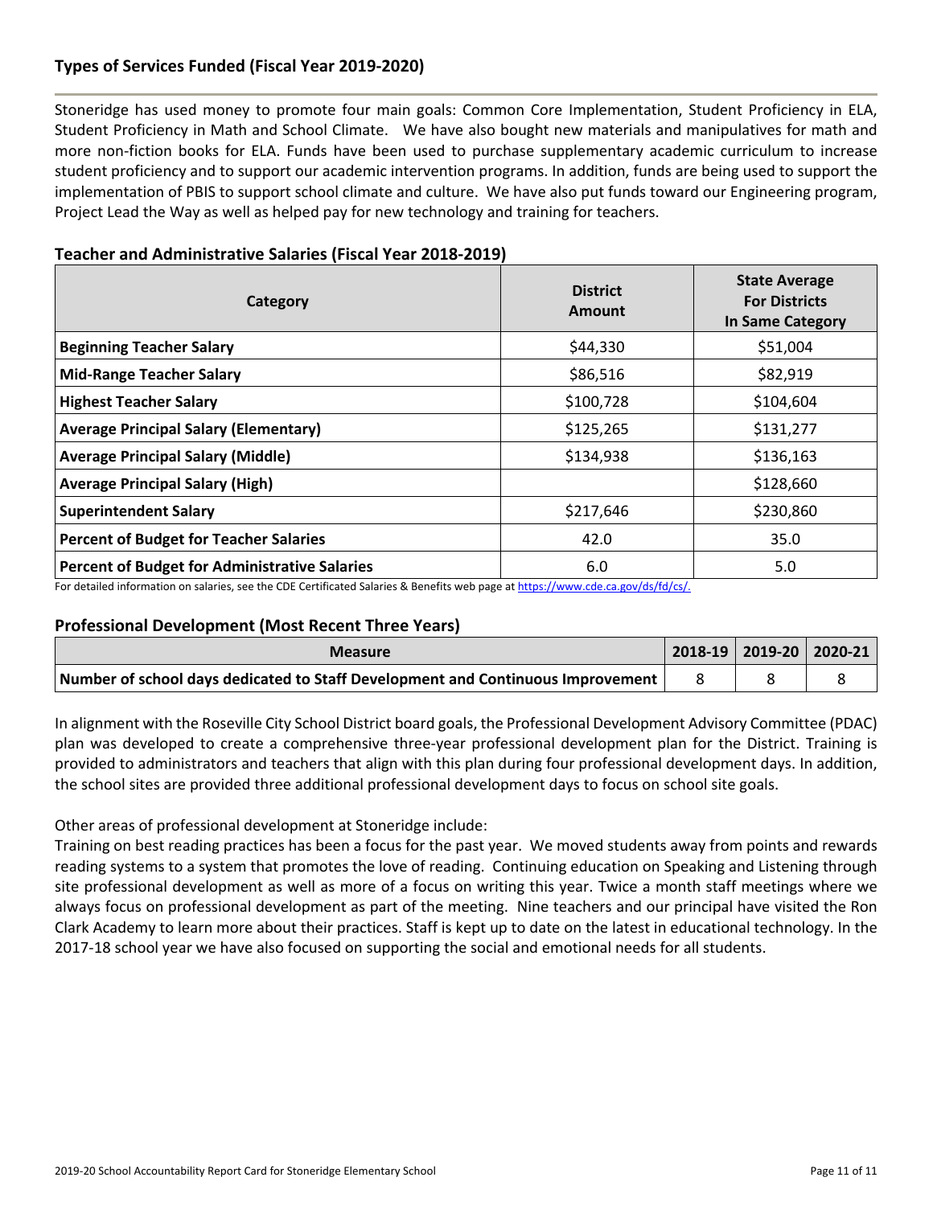## Types of Services Funded (Fiscal Year 2019-2020)

Stoneridge has used money to promote four main goals: Common Core Implementation, Student Proficiency in ELA, Student Proficiency in Math and School Climate. We have also bought new materials and manipulatives for math and more non-fiction books for ELA. Funds have been used to purchase supplementary academic curriculum to increase student proficiency and to support our academic intervention programs. In addition, funds are being used to support the implementation of PBIS to support school climate and culture. We have also put funds toward our Engineering program, Project Lead the Way as well as helped pay for new technology and training for teachers.

### Teacher and Administrative Salaries (Fiscal Year 2018-2019)

| Category | District Amount | State Average For Districts In Same Category |
|---|---|---|
| **Beginning Teacher Salary** | $44,330 | $51,004 |
| **Mid-Range Teacher Salary** | $86,516 | $82,919 |
| **Highest Teacher Salary** | $100,728 | $104,604 |
| **Average Principal Salary (Elementary)** | $125,265 | $131,277 |
| **Average Principal Salary (Middle)** | $134,938 | $136,163 |
| **Average Principal Salary (High)** | | $128,660 |
| **Superintendent Salary** | $217,646 | $230,860 |
| **Percent of Budget for Teacher Salaries** | 42.0 | 35.0 |
| **Percent of Budget for Administrative Salaries** | 6.0 | 5.0 |

For detailed information on salaries, see the CDE Certificated Salaries & Benefits web page at https://www.cde.ca.gov/ds/fd/cs/.

### Professional Development (Most Recent Three Years)

| Measure | 2018-19 | 2019-20 | 2020-21 |
|---|---|---|---|
| Number of school days dedicated to Staff Development and Continuous Improvement | 8 | 8 | 8 |

In alignment with the Roseville City School District board goals, the Professional Development Advisory Committee (PDAC) plan was developed to create a comprehensive three-year professional development plan for the District. Training is provided to administrators and teachers that align with this plan during four professional development days. In addition, the school sites are provided three additional professional development days to focus on school site goals.

Other areas of professional development at Stoneridge include:
Training on best reading practices has been a focus for the past year. We moved students away from points and rewards reading systems to a system that promotes the love of reading. Continuing education on Speaking and Listening through site professional development as well as more of a focus on writing this year. Twice a month staff meetings where we always focus on professional development as part of the meeting. Nine teachers and our principal have visited the Ron Clark Academy to learn more about their practices. Staff is kept up to date on the latest in educational technology. In the 2017-18 school year we have also focused on supporting the social and emotional needs for all students.